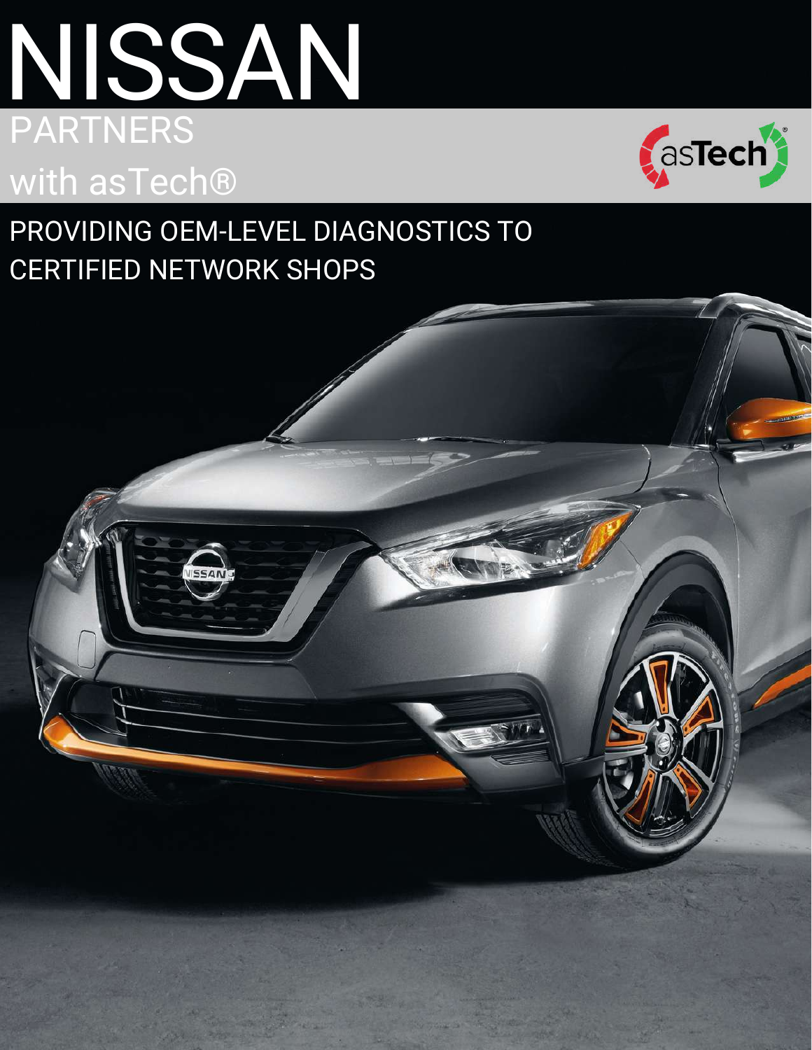# NISSAN

## PARTNERS with asTech®

PROVIDING OEM-LEVEL DIAGNOSTICS TO CERTIFIED NETWORK SHOPS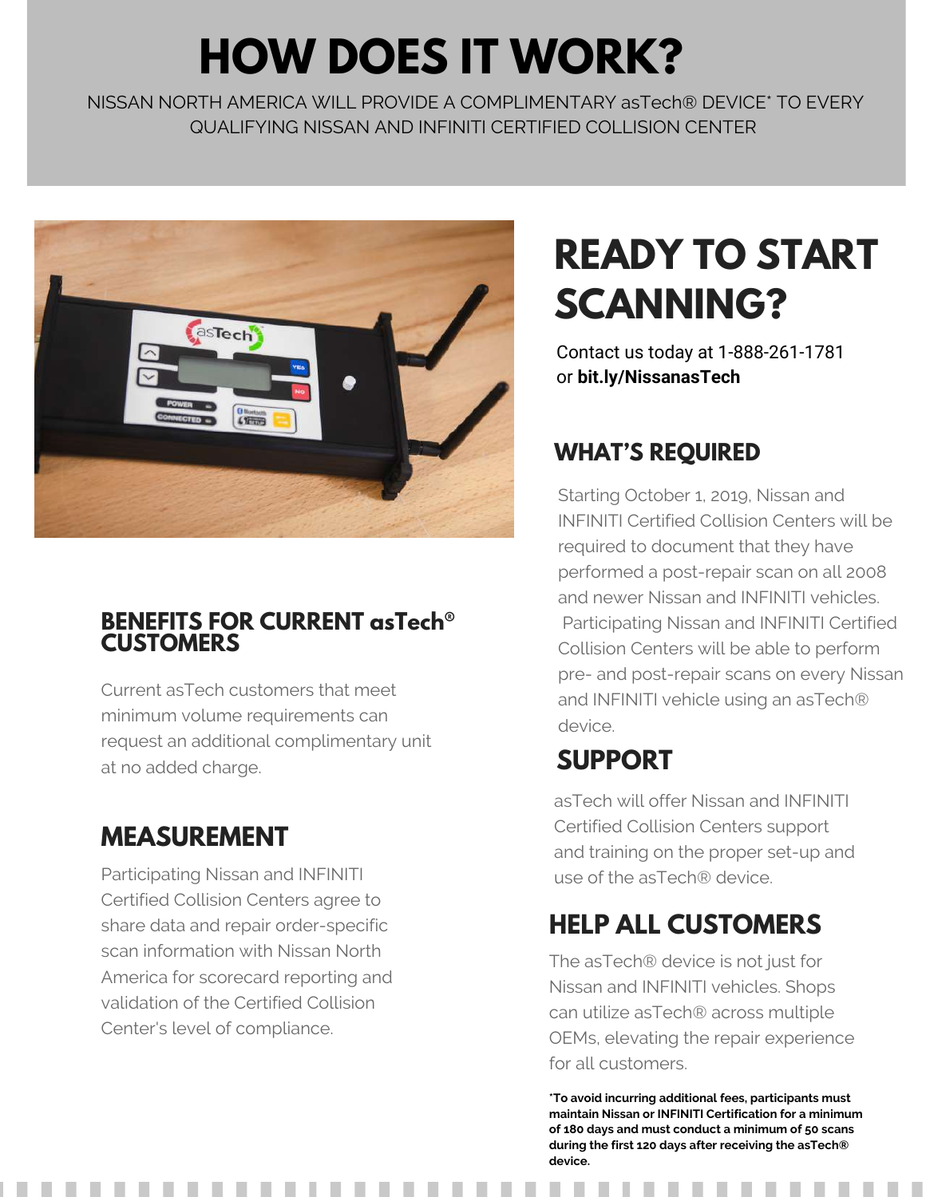# HOW DOES IT WORK?

NISSAN NORTH AMERICA WILL PROVIDE A COMPLIMENTARY asTech® DEVICE* TO EVERY QUALIFYING NISSAN AND INFINITI CERTIFIED COLLISION CENTER

## READY TO START SCANNING?

Contact us today at 1-888-261-1781 or **bit.ly/NissanasTech**

### WHAT'S REQUIRED

Starting October 1, 2019, Nissan and INFINITI Certified Collision Centers will be required to document that they have performed a post-repair scan on all 2008 and newer Nissan and INFINITI vehicles. Participating Nissan and INFINITI Certified Collision Centers will be able to perform pre- and post-repair scans on every Nissan and INFINITI vehicle using an asTech® device.

### SUPPORT

asTech will offer Nissan and INFINITI Certified Collision Centers support and training on the proper set-up and use of the asTech® device.

### HELP ALL CUSTOMERS

The asTech® device is not just for Nissan and INFINITI vehicles. Shops can utilize asTech® across multiple OEMs, elevating the repair experience for all customers.

### BENEFITS FOR CURRENT asTech® CUSTOMERS

Current asTech customers that meet minimum volume requirements can request an additional complimentary unit at no added charge.

### MEASUREMENT

Participating Nissan and INFINITI Certified Collision Centers agree to share data and repair order-specific scan information with Nissan North America for scorecard reporting and validation of the Certified Collision Center's level of compliance.

**\*To avoid incurring additional fees, participants must maintain Nissan or INFINITI Certification for a minimum of 180 days and must conduct a minimum of 50 scans during the first 120 days after receiving the asTech® device.**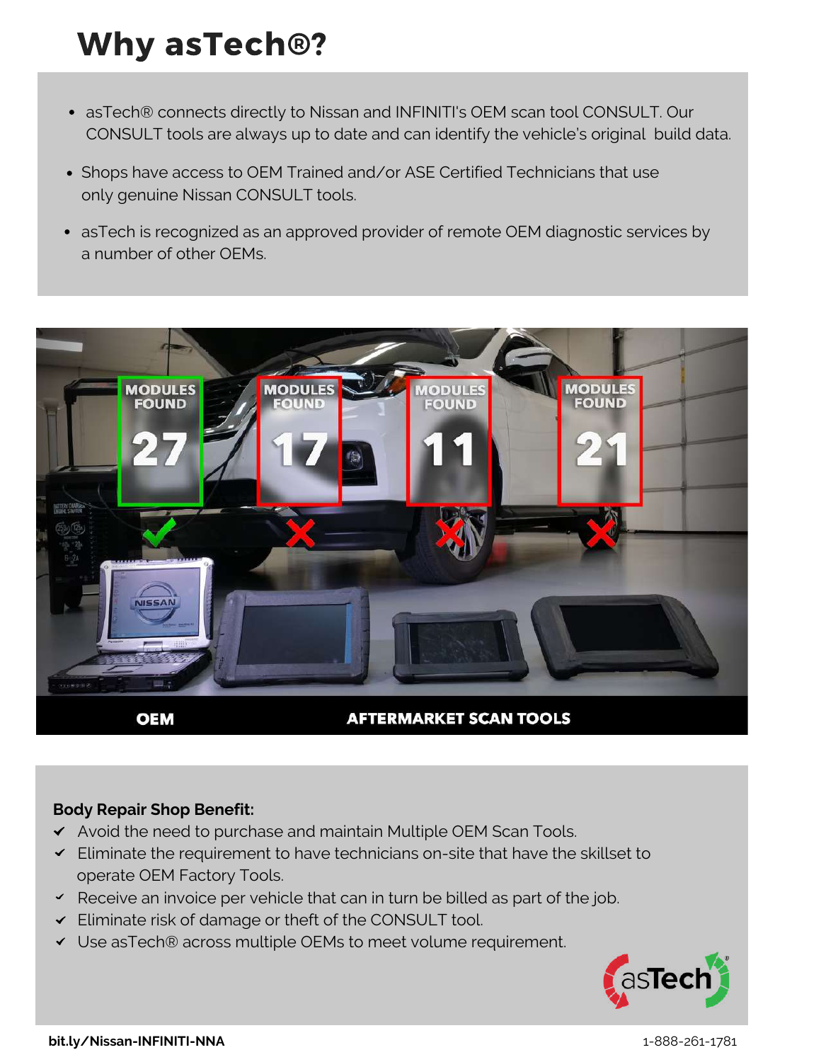# Why asTech®?

- asTech® connects directly to Nissan and INFINITI's OEM scan tool CONSULT. Our CONSULT tools are always up to date and can identify the vehicle's original build data.
- Shops have access to OEM Trained and/or ASE Certified Technicians that use only genuine Nissan CONSULT tools.
- asTech is recognized as an approved provider of remote OEM diagnostic services by a number of other OEMs.

MODULES FOUND 27

MODULES FOUND 17

MODULES FOUND 11

MODULES FOUND 21

OEM

AFTERMARKET SCAN TOOLS

**Body Repair Shop Benefit:**

- ✔ Avoid the need to purchase and maintain Multiple OEM Scan Tools.
- ✔ Eliminate the requirement to have technicians on-site that have the skillset to operate OEM Factory Tools.
- ✔ Receive an invoice per vehicle that can in turn be billed as part of the job.
- ✔ Eliminate risk of damage or theft of the CONSULT tool.
- ✔ Use asTech® across multiple OEMs to meet volume requirement.

bit.ly/Nissan-INFINITI-NNA

1-888-261-1781